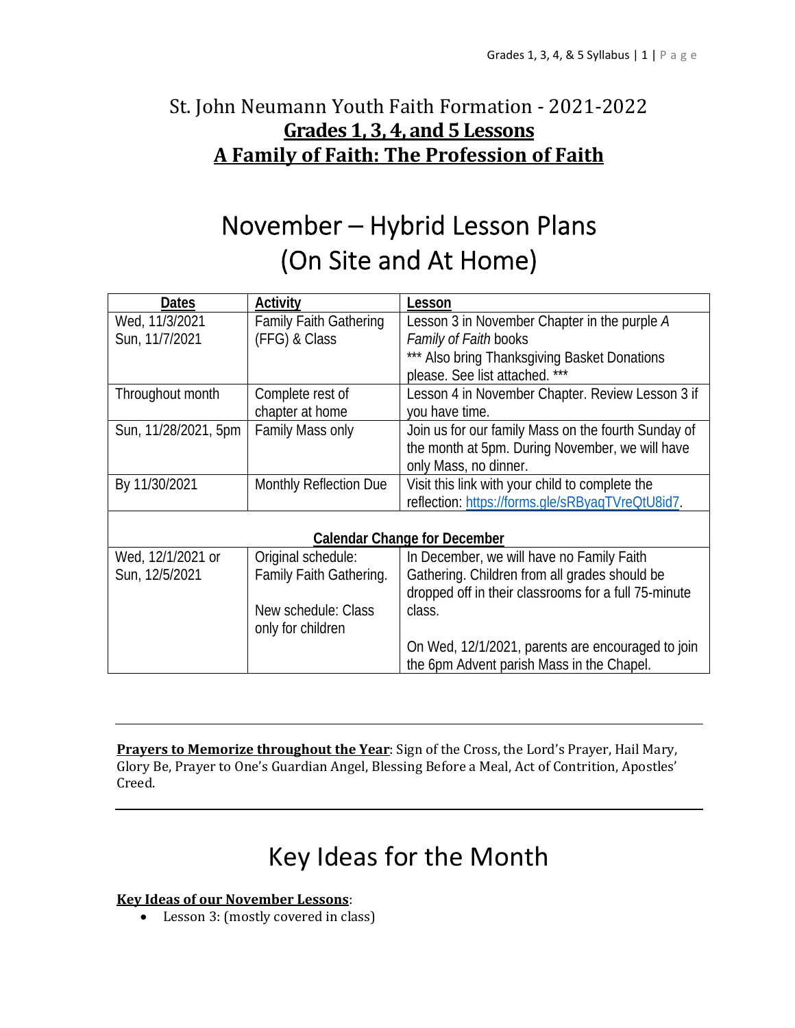# St. John Neumann Youth Faith Formation - 2021-2022

## **Grades 1, 3, 4, and 5 Lessons**

## **A Family of Faith: The Profession of Faith**

# November – Hybrid Lesson Plans (On Site and At Home)

| Dates | Activity | Lesson |
|---|---|---|
| Wed, 11/3/2021<br>Sun, 11/7/2021 | Family Faith Gathering (FFG) & Class | Lesson 3 in November Chapter in the purple *A Family of Faith* books<br>*** Also bring Thanksgiving Basket Donations please. See list attached. *** |
| Throughout month | Complete rest of chapter at home | Lesson 4 in November Chapter. Review Lesson 3 if you have time. |
| Sun, 11/28/2021, 5pm | Family Mass only | Join us for our family Mass on the fourth Sunday of the month at 5pm. During November, we will have only Mass, no dinner. |
| By 11/30/2021 | Monthly Reflection Due | Visit this link with your child to complete the reflection: https://forms.gle/sRByaqTVreQtU8id7. |
| **Calendar Change for December** | | |
| Wed, 12/1/2021 or<br>Sun, 12/5/2021 | Original schedule: Family Faith Gathering.<br><br>New schedule: Class only for children | In December, we will have no Family Faith Gathering. Children from all grades should be dropped off in their classrooms for a full 75-minute class.<br><br>On Wed, 12/1/2021, parents are encouraged to join the 6pm Advent parish Mass in the Chapel. |

---

**Prayers to Memorize throughout the Year**: Sign of the Cross, the Lord's Prayer, Hail Mary, Glory Be, Prayer to One's Guardian Angel, Blessing Before a Meal, Act of Contrition, Apostles' Creed.

---

# Key Ideas for the Month

**Key Ideas of our November Lessons**:

- Lesson 3: (mostly covered in class)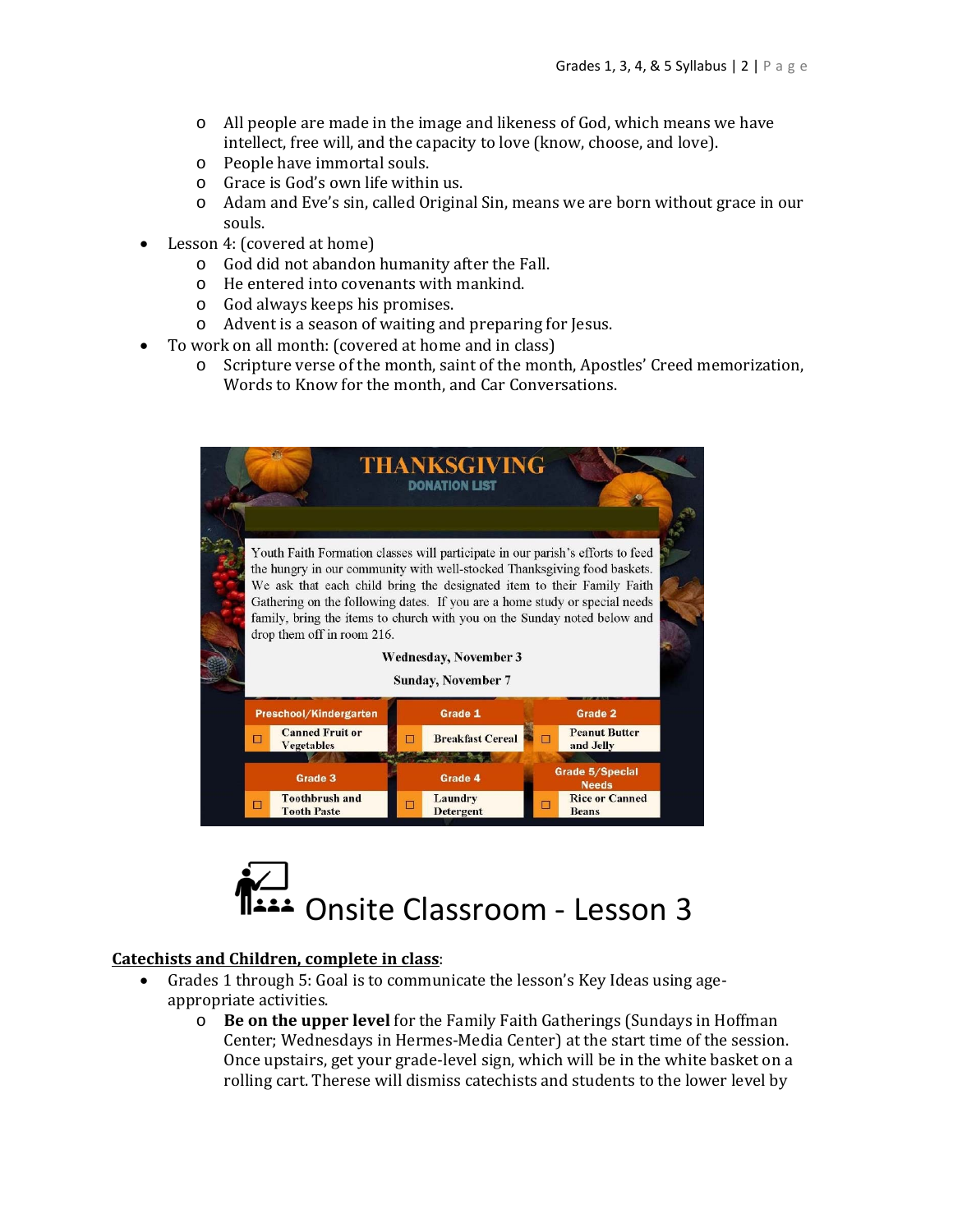- All people are made in the image and likeness of God, which means we have intellect, free will, and the capacity to love (know, choose, and love).
    - People have immortal souls.
    - Grace is God's own life within us.
    - Adam and Eve's sin, called Original Sin, means we are born without grace in our souls.
- Lesson 4: (covered at home)
    - God did not abandon humanity after the Fall.
    - He entered into covenants with mankind.
    - God always keeps his promises.
    - Advent is a season of waiting and preparing for Jesus.
- To work on all month: (covered at home and in class)
    - Scripture verse of the month, saint of the month, Apostles' Creed memorization, Words to Know for the month, and Car Conversations.

## THANKSGIVING

### DONATION LIST

Youth Faith Formation classes will participate in our parish's efforts to feed the hungry in our community with well-stocked Thanksgiving food baskets. We ask that each child bring the designated item to their Family Faith Gathering on the following dates. If you are a home study or special needs family, bring the items to church with you on the Sunday noted below and drop them off in room 216.

**Wednesday, November 3**

**Sunday, November 7**

| Preschool/Kindergarten | Grade 1 | Grade 2 |
|---|---|---|
| ☐ Canned Fruit or Vegetables | ☐ Breakfast Cereal | ☐ Peanut Butter and Jelly |
| **Grade 3** | **Grade 4** | **Grade 5/Special Needs** |
| ☐ Toothbrush and Tooth Paste | ☐ Laundry Detergent | ☐ Rice or Canned Beans |

# Onsite Classroom - Lesson 3

**Catechists and Children, complete in class**:

- Grades 1 through 5: Goal is to communicate the lesson's Key Ideas using age-appropriate activities.
    - **Be on the upper level** for the Family Faith Gatherings (Sundays in Hoffman Center; Wednesdays in Hermes-Media Center) at the start time of the session. Once upstairs, get your grade-level sign, which will be in the white basket on a rolling cart. Therese will dismiss catechists and students to the lower level by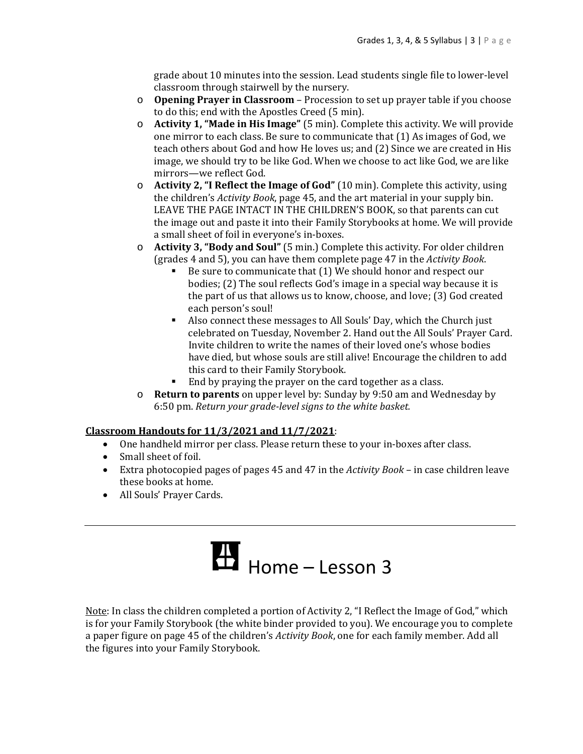grade about 10 minutes into the session. Lead students single file to lower-level classroom through stairwell by the nursery.

- **Opening Prayer in Classroom** – Procession to set up prayer table if you choose to do this; end with the Apostles Creed (5 min).
- **Activity 1, "Made in His Image"** (5 min). Complete this activity. We will provide one mirror to each class. Be sure to communicate that (1) As images of God, we teach others about God and how He loves us; and (2) Since we are created in His image, we should try to be like God. When we choose to act like God, we are like mirrors—we reflect God.
- **Activity 2, "I Reflect the Image of God"** (10 min). Complete this activity, using the children's *Activity Book*, page 45, and the art material in your supply bin. LEAVE THE PAGE INTACT IN THE CHILDREN'S BOOK, so that parents can cut the image out and paste it into their Family Storybooks at home. We will provide a small sheet of foil in everyone's in-boxes.
- **Activity 3, "Body and Soul"** (5 min.) Complete this activity. For older children (grades 4 and 5), you can have them complete page 47 in the *Activity Book*.
  - Be sure to communicate that (1) We should honor and respect our bodies; (2) The soul reflects God's image in a special way because it is the part of us that allows us to know, choose, and love; (3) God created each person's soul!
  - Also connect these messages to All Souls' Day, which the Church just celebrated on Tuesday, November 2. Hand out the All Souls' Prayer Card. Invite children to write the names of their loved one's whose bodies have died, but whose souls are still alive! Encourage the children to add this card to their Family Storybook.
  - End by praying the prayer on the card together as a class.
- **Return to parents** on upper level by: Sunday by 9:50 am and Wednesday by 6:50 pm. *Return your grade-level signs to the white basket.*

**Classroom Handouts for 11/3/2021 and 11/7/2021**:

- One handheld mirror per class. Please return these to your in-boxes after class.
- Small sheet of foil.
- Extra photocopied pages of pages 45 and 47 in the *Activity Book* – in case children leave these books at home.
- All Souls' Prayer Cards.

---

# Home – Lesson 3

Note: In class the children completed a portion of Activity 2, "I Reflect the Image of God," which is for your Family Storybook (the white binder provided to you). We encourage you to complete a paper figure on page 45 of the children's *Activity Book*, one for each family member. Add all the figures into your Family Storybook.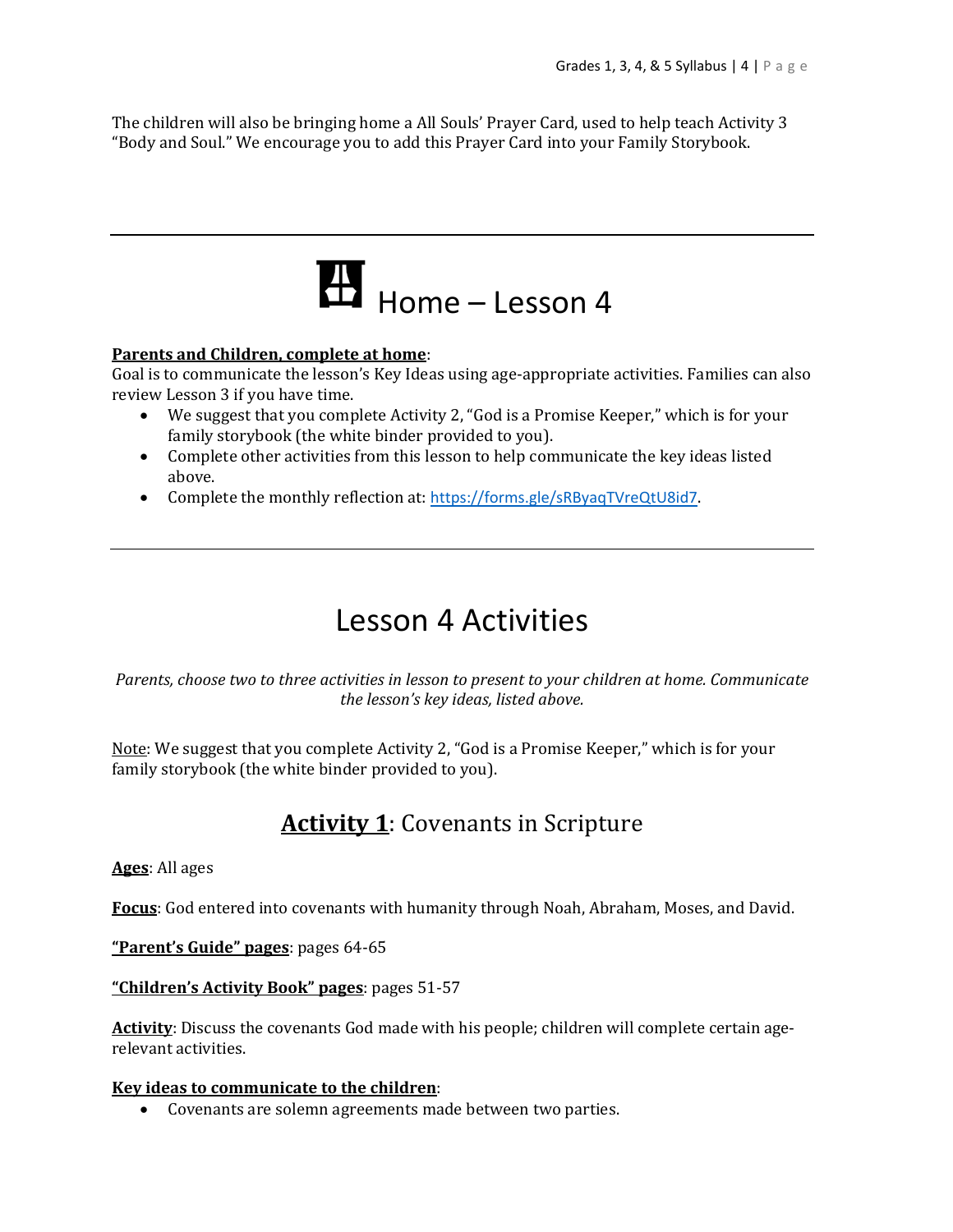The children will also be bringing home a All Souls' Prayer Card, used to help teach Activity 3 "Body and Soul." We encourage you to add this Prayer Card into your Family Storybook.

---

# Home – Lesson 4

**Parents and Children, complete at home**:
Goal is to communicate the lesson's Key Ideas using age-appropriate activities. Families can also review Lesson 3 if you have time.

- We suggest that you complete Activity 2, "God is a Promise Keeper," which is for your family storybook (the white binder provided to you).
- Complete other activities from this lesson to help communicate the key ideas listed above.
- Complete the monthly reflection at: https://forms.gle/sRByaqTVreQtU8id7.

---

# Lesson 4 Activities

*Parents, choose two to three activities in lesson to present to your children at home. Communicate the lesson's key ideas, listed above.*

Note: We suggest that you complete Activity 2, "God is a Promise Keeper," which is for your family storybook (the white binder provided to you).

## **Activity 1**: Covenants in Scripture

**Ages**: All ages

**Focus**: God entered into covenants with humanity through Noah, Abraham, Moses, and David.

**"Parent's Guide" pages**: pages 64-65

**"Children's Activity Book" pages**: pages 51-57

**Activity**: Discuss the covenants God made with his people; children will complete certain age-relevant activities.

**Key ideas to communicate to the children**:

- Covenants are solemn agreements made between two parties.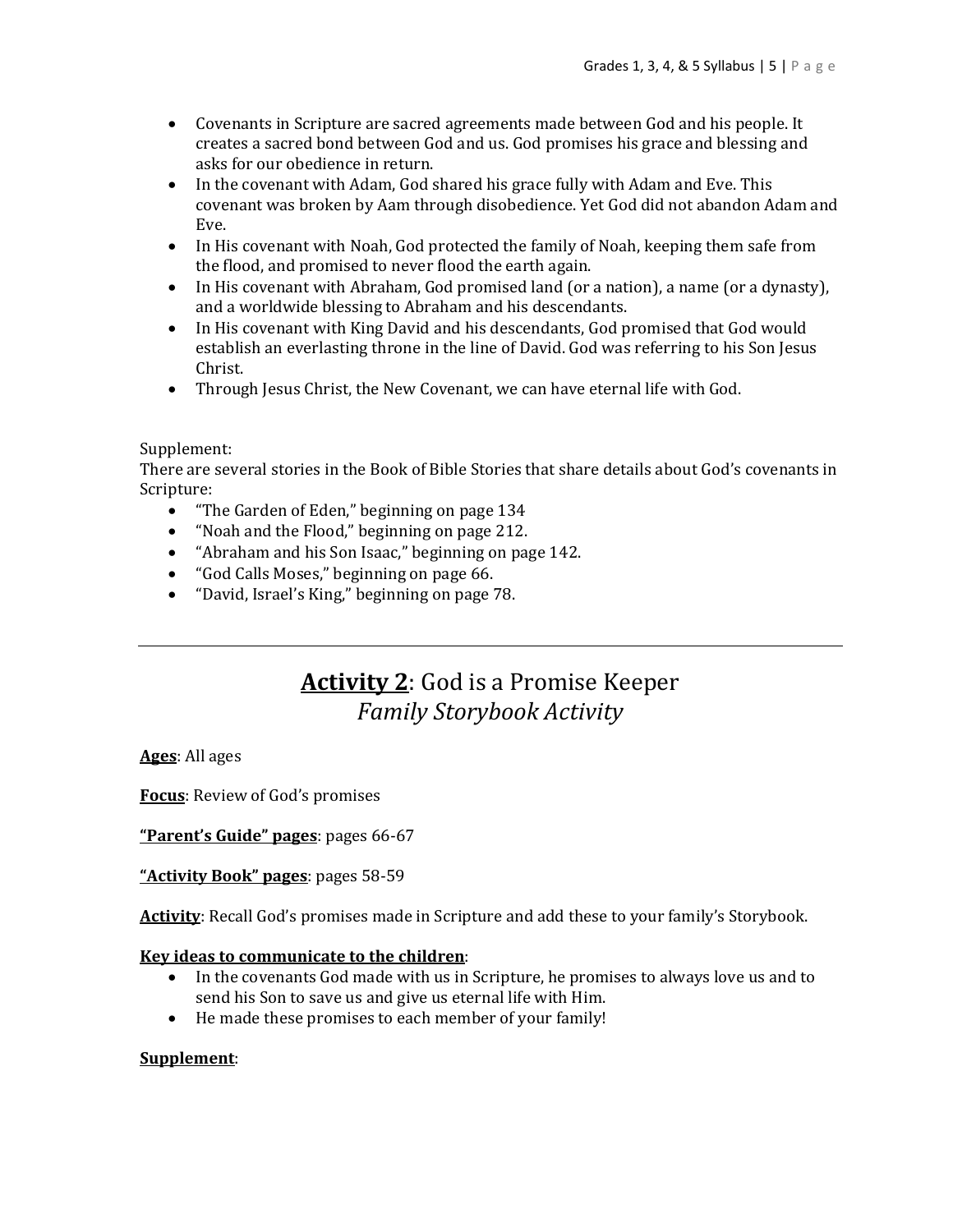- Covenants in Scripture are sacred agreements made between God and his people. It creates a sacred bond between God and us. God promises his grace and blessing and asks for our obedience in return.
- In the covenant with Adam, God shared his grace fully with Adam and Eve. This covenant was broken by Aam through disobedience. Yet God did not abandon Adam and Eve.
- In His covenant with Noah, God protected the family of Noah, keeping them safe from the flood, and promised to never flood the earth again.
- In His covenant with Abraham, God promised land (or a nation), a name (or a dynasty), and a worldwide blessing to Abraham and his descendants.
- In His covenant with King David and his descendants, God promised that God would establish an everlasting throne in the line of David. God was referring to his Son Jesus Christ.
- Through Jesus Christ, the New Covenant, we can have eternal life with God.

Supplement:
There are several stories in the Book of Bible Stories that share details about God's covenants in Scripture:

- "The Garden of Eden," beginning on page 134
- "Noah and the Flood," beginning on page 212.
- "Abraham and his Son Isaac," beginning on page 142.
- "God Calls Moses," beginning on page 66.
- "David, Israel's King," beginning on page 78.

---

## **Activity 2**: God is a Promise Keeper
### *Family Storybook Activity*

**Ages**: All ages

**Focus**: Review of God's promises

**"Parent's Guide" pages**: pages 66-67

**"Activity Book" pages**: pages 58-59

**Activity**: Recall God's promises made in Scripture and add these to your family's Storybook.

**Key ideas to communicate to the children**:

- In the covenants God made with us in Scripture, he promises to always love us and to send his Son to save us and give us eternal life with Him.
- He made these promises to each member of your family!

**Supplement**: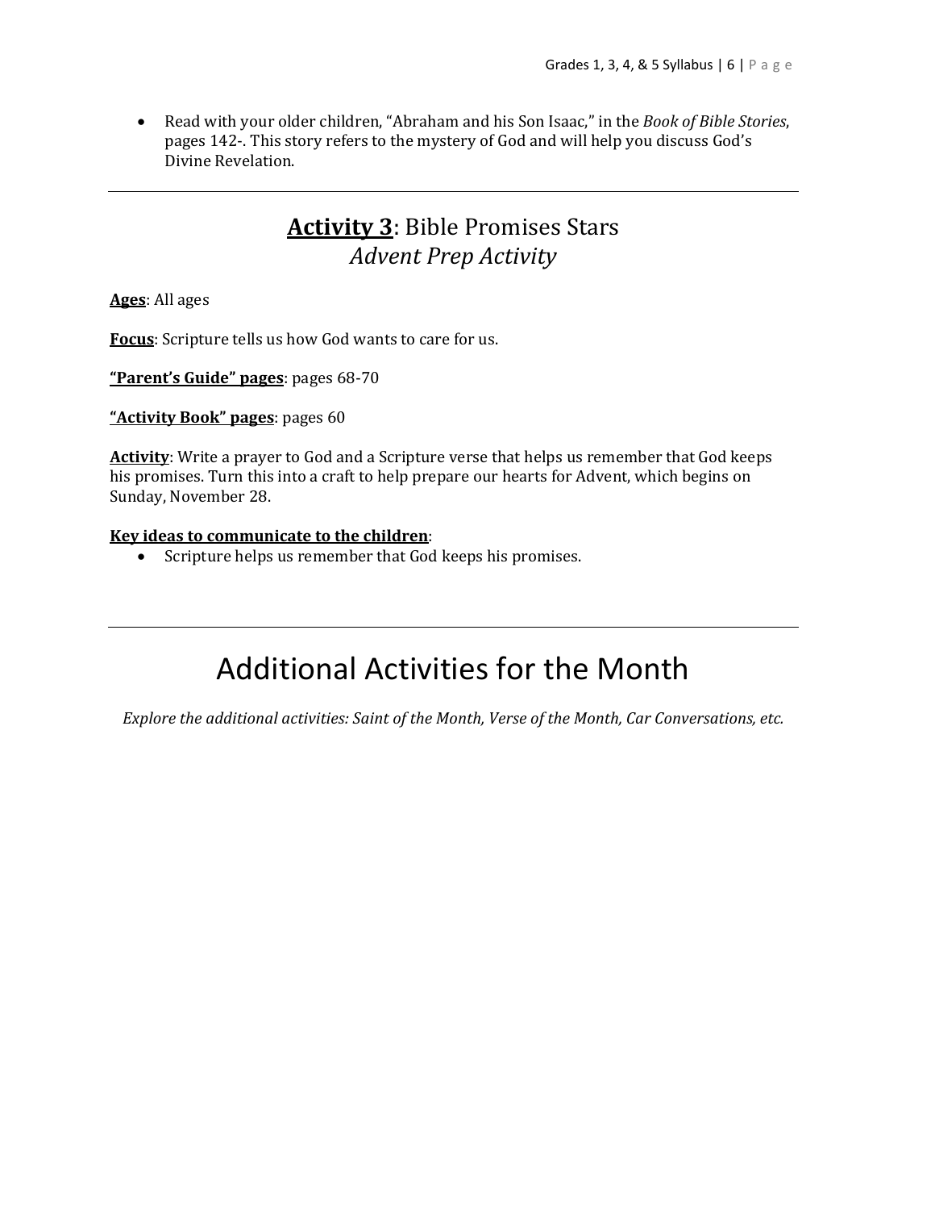- Read with your older children, "Abraham and his Son Isaac," in the *Book of Bible Stories*, pages 142-. This story refers to the mystery of God and will help you discuss God's Divine Revelation.

---

## **Activity 3**: Bible Promises Stars
### *Advent Prep Activity*

**Ages**: All ages

**Focus**: Scripture tells us how God wants to care for us.

**"Parent's Guide" pages**: pages 68-70

**"Activity Book" pages**: pages 60

**Activity**: Write a prayer to God and a Scripture verse that helps us remember that God keeps his promises. Turn this into a craft to help prepare our hearts for Advent, which begins on Sunday, November 28.

**Key ideas to communicate to the children**:
- Scripture helps us remember that God keeps his promises.

---

# Additional Activities for the Month

*Explore the additional activities: Saint of the Month, Verse of the Month, Car Conversations, etc.*